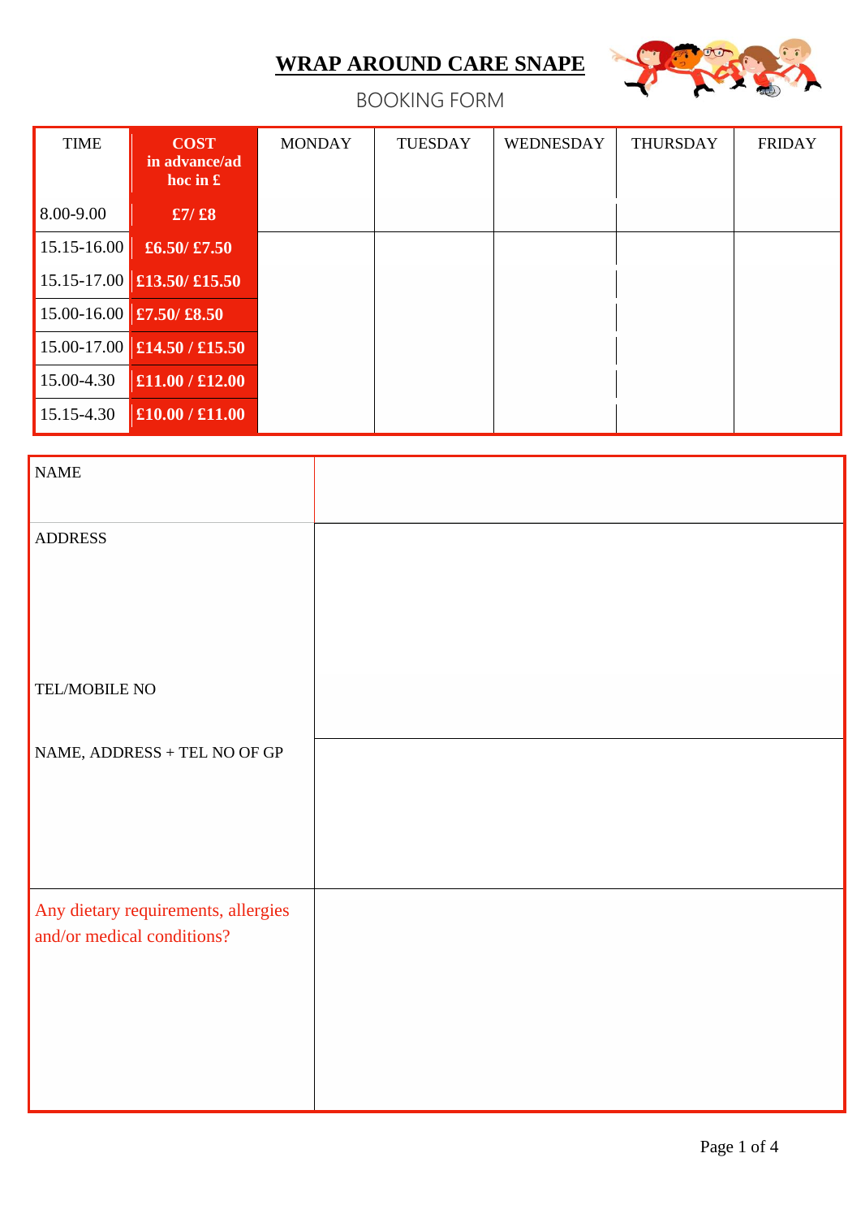# WRAP AROUND CARE SNAPE

## BOOKING FORM

| TIME | COST in advance/ad hoc in £ | MONDAY | TUESDAY | WEDNESDAY | THURSDAY | FRIDAY |
|---|---|---|---|---|---|---|
| 8.00-9.00 | £7/ £8 | | | | | |
| 15.15-16.00 | £6.50/ £7.50 | | | | | |
| 15.15-17.00 | £13.50/ £15.50 | | | | | |
| 15.00-16.00 | £7.50/ £8.50 | | | | | |
| 15.00-17.00 | £14.50 / £15.50 | | | | | |
| 15.00-4.30 | £11.00 / £12.00 | | | | | |
| 15.15-4.30 | £10.00 / £11.00 | | | | | |

| | |
|---|---|
| NAME | |
| ADDRESS<br><br>TEL/MOBILE NO | |
| NAME, ADDRESS + TEL NO OF GP | |
| Any dietary requirements, allergies and/or medical conditions? | |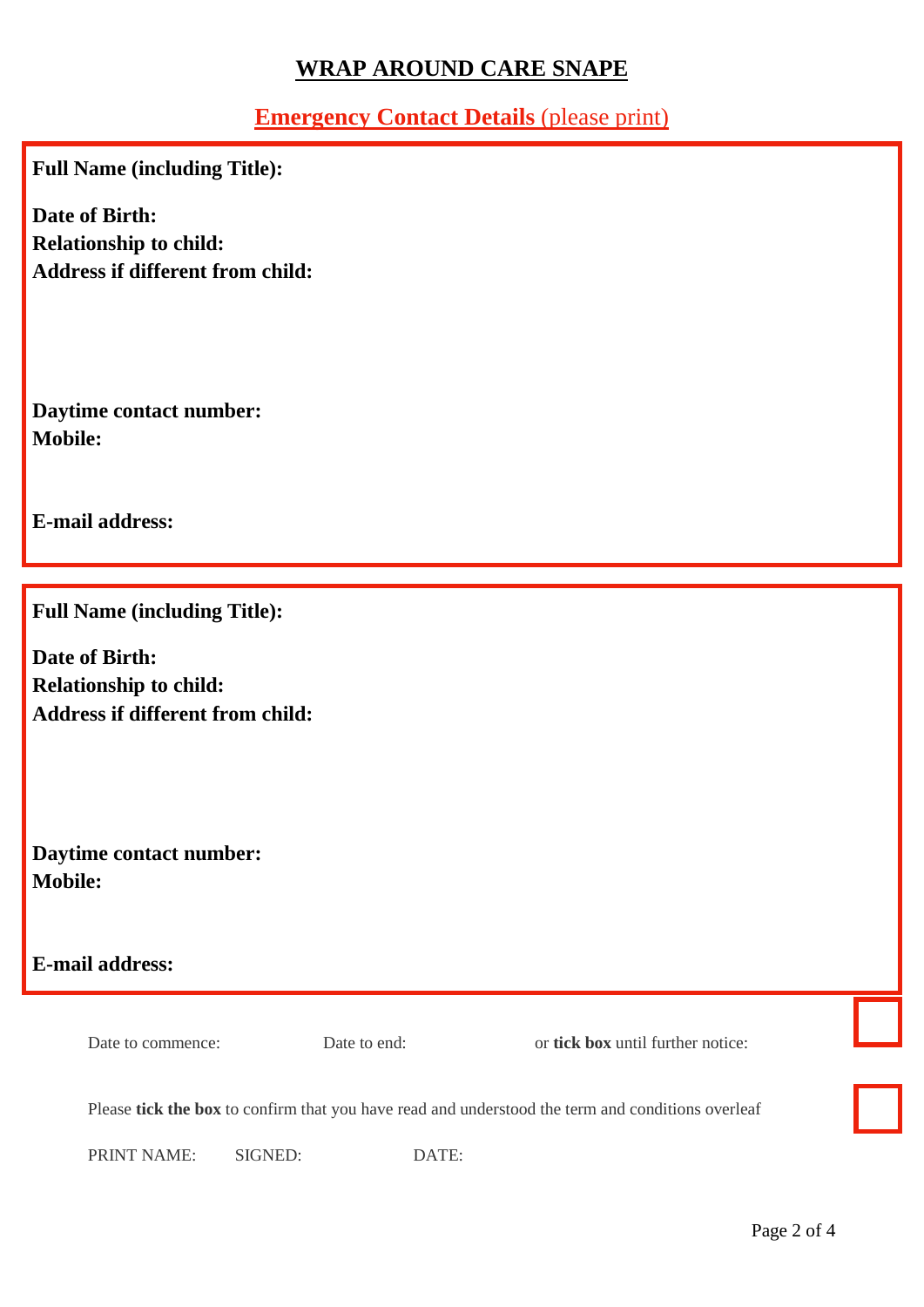# WRAP AROUND CARE SNAPE

## Emergency Contact Details (please print)

**Full Name (including Title):**

**Date of Birth:**
**Relationship to child:**
**Address if different from child:**

**Daytime contact number:**
**Mobile:**

**E-mail address:**

---

**Full Name (including Title):**

**Date of Birth:**
**Relationship to child:**
**Address if different from child:**

**Daytime contact number:**
**Mobile:**

**E-mail address:**

---

Date to commence: Date to end: or **tick box** until further notice: ☐

Please **tick the box** to confirm that you have read and understood the term and conditions overleaf ☐

PRINT NAME: SIGNED: DATE: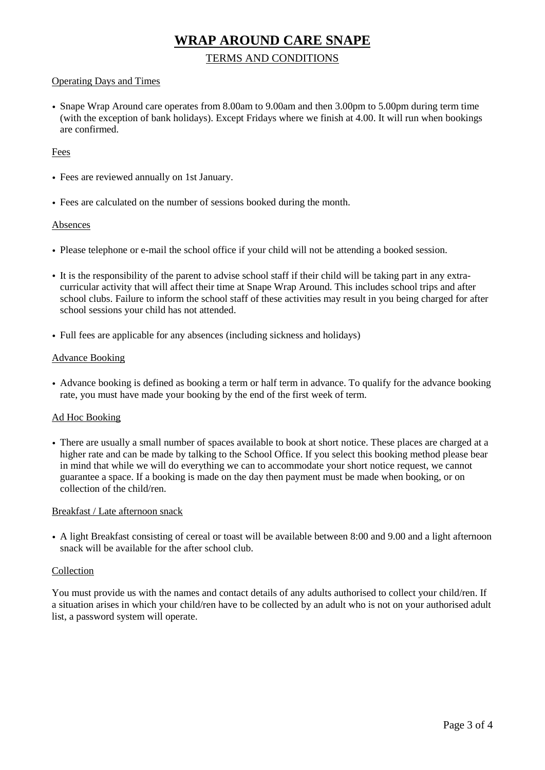# WRAP AROUND CARE SNAPE

## TERMS AND CONDITIONS

### Operating Days and Times

- Snape Wrap Around care operates from 8.00am to 9.00am and then 3.00pm to 5.00pm during term time (with the exception of bank holidays). Except Fridays where we finish at 4.00. It will run when bookings are confirmed.

### Fees

- Fees are reviewed annually on 1st January.
- Fees are calculated on the number of sessions booked during the month.

### Absences

- Please telephone or e-mail the school office if your child will not be attending a booked session.
- It is the responsibility of the parent to advise school staff if their child will be taking part in any extra-curricular activity that will affect their time at Snape Wrap Around. This includes school trips and after school clubs. Failure to inform the school staff of these activities may result in you being charged for after school sessions your child has not attended.
- Full fees are applicable for any absences (including sickness and holidays)

### Advance Booking

- Advance booking is defined as booking a term or half term in advance. To qualify for the advance booking rate, you must have made your booking by the end of the first week of term.

### Ad Hoc Booking

- There are usually a small number of spaces available to book at short notice. These places are charged at a higher rate and can be made by talking to the School Office. If you select this booking method please bear in mind that while we will do everything we can to accommodate your short notice request, we cannot guarantee a space. If a booking is made on the day then payment must be made when booking, or on collection of the child/ren.

### Breakfast / Late afternoon snack

- A light Breakfast consisting of cereal or toast will be available between 8:00 and 9.00 and a light afternoon snack will be available for the after school club.

### Collection

You must provide us with the names and contact details of any adults authorised to collect your child/ren. If a situation arises in which your child/ren have to be collected by an adult who is not on your authorised adult list, a password system will operate.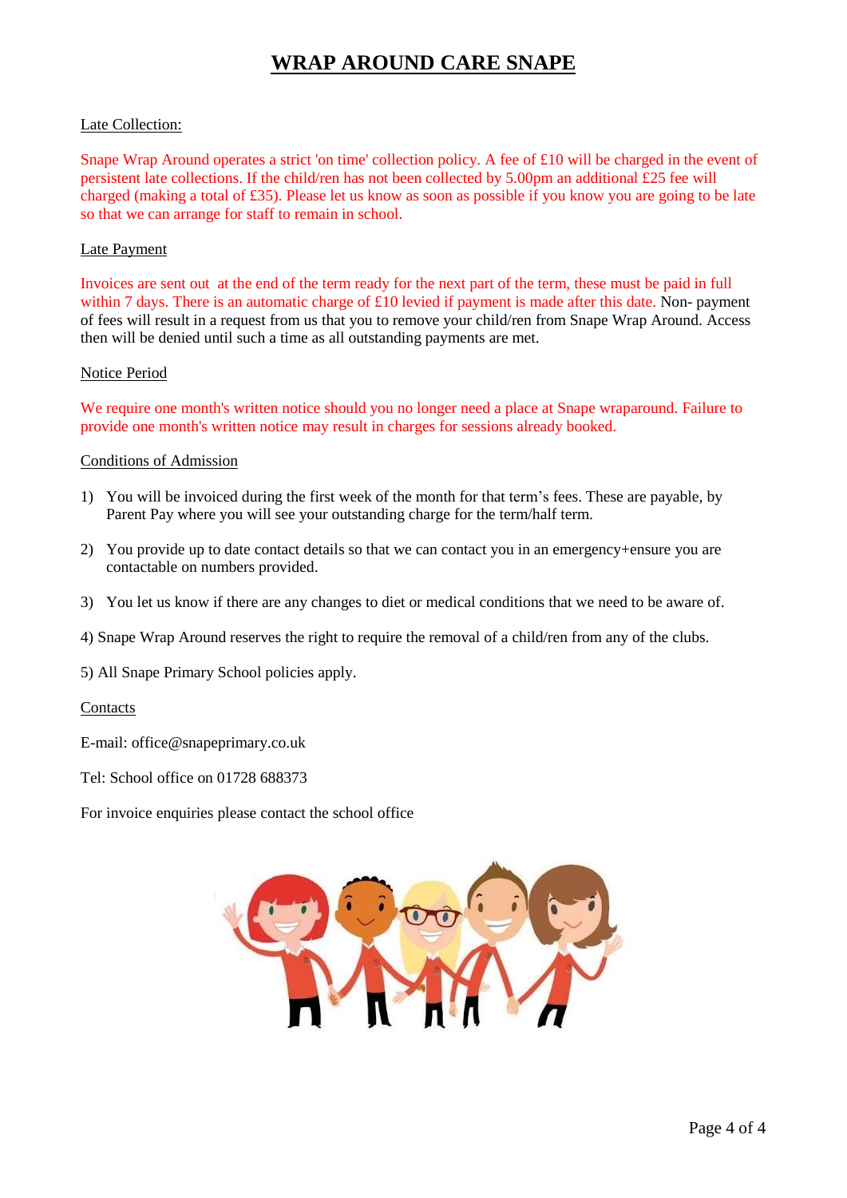# WRAP AROUND CARE SNAPE

Late Collection:

Snape Wrap Around operates a strict 'on time' collection policy. A fee of £10 will be charged in the event of persistent late collections. If the child/ren has not been collected by 5.00pm an additional £25 fee will charged (making a total of £35). Please let us know as soon as possible if you know you are going to be late so that we can arrange for staff to remain in school.

Late Payment

Invoices are sent out at the end of the term ready for the next part of the term, these must be paid in full within 7 days. There is an automatic charge of £10 levied if payment is made after this date. Non- payment of fees will result in a request from us that you to remove your child/ren from Snape Wrap Around. Access then will be denied until such a time as all outstanding payments are met.

Notice Period

We require one month's written notice should you no longer need a place at Snape wraparound. Failure to provide one month's written notice may result in charges for sessions already booked.

Conditions of Admission

1) You will be invoiced during the first week of the month for that term's fees. These are payable, by Parent Pay where you will see your outstanding charge for the term/half term.

2) You provide up to date contact details so that we can contact you in an emergency+ensure you are contactable on numbers provided.

3) You let us know if there are any changes to diet or medical conditions that we need to be aware of.

4) Snape Wrap Around reserves the right to require the removal of a child/ren from any of the clubs.

5) All Snape Primary School policies apply.

Contacts

E-mail: office@snapeprimary.co.uk

Tel: School office on 01728 688373

For invoice enquiries please contact the school office